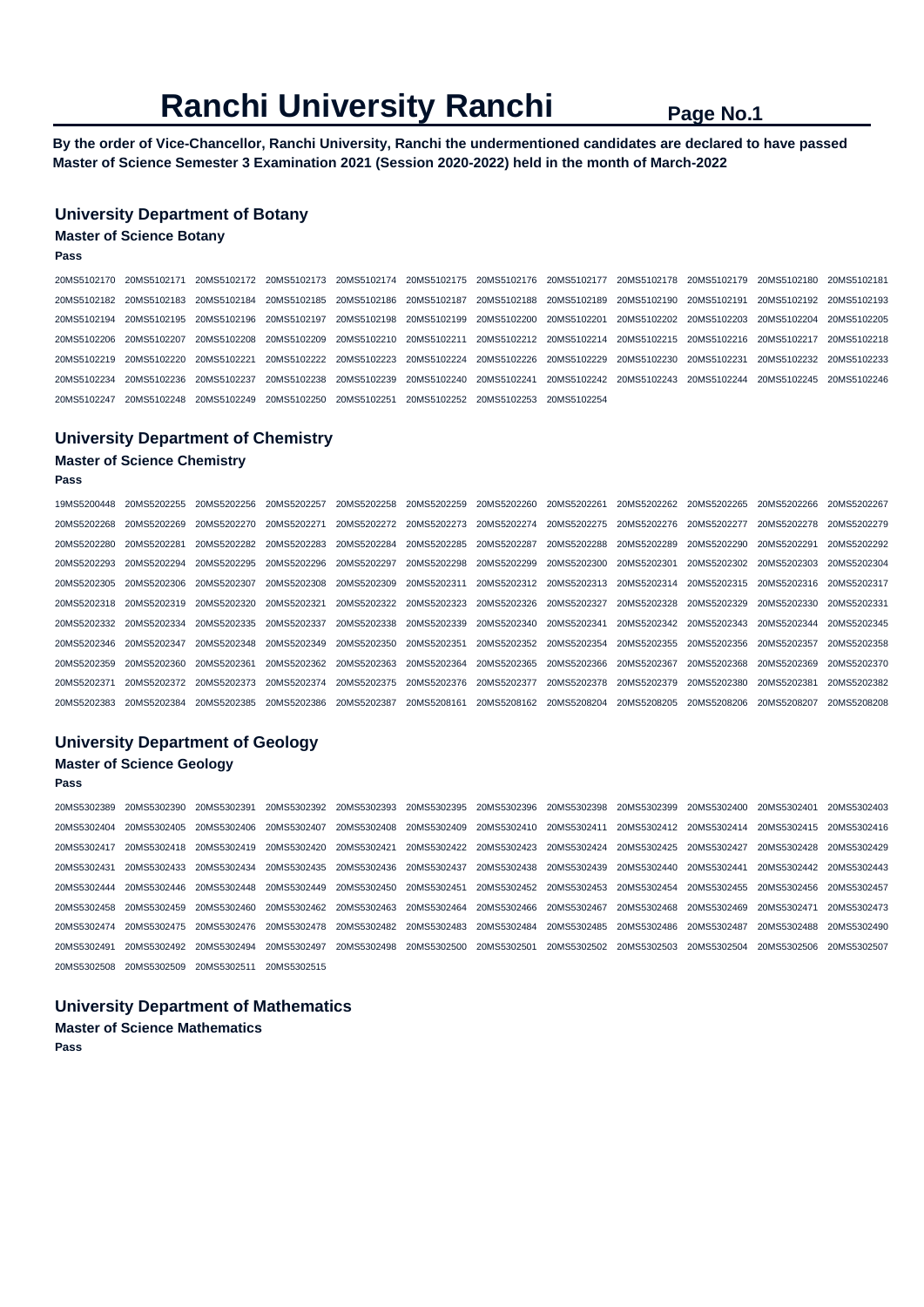# Ranchi University Ranchi

**By the order of Vice-Chancellor, Ranchi University, Ranchi the undermentioned candidates are declared to have passed Master of Science Semester 3 Examination 2021 (Session 2020-2022) held in the month of March-2022**

## University Department of Botany

### Master of Science Botany

**Pass**

20MS5102170 20MS5102171 20MS5102172 20MS5102173 20MS5102174 20MS5102175 20MS5102176 20MS5102177 20MS5102178 20MS5102179 20MS5102180 20MS5102181
20MS5102182 20MS5102183 20MS5102184 20MS5102185 20MS5102186 20MS5102187 20MS5102188 20MS5102189 20MS5102190 20MS5102191 20MS5102192 20MS5102193
20MS5102194 20MS5102195 20MS5102196 20MS5102197 20MS5102198 20MS5102199 20MS5102200 20MS5102201 20MS5102202 20MS5102203 20MS5102204 20MS5102205
20MS5102206 20MS5102207 20MS5102208 20MS5102209 20MS5102210 20MS5102211 20MS5102212 20MS5102214 20MS5102215 20MS5102216 20MS5102217 20MS5102218
20MS5102219 20MS5102220 20MS5102221 20MS5102222 20MS5102223 20MS5102224 20MS5102226 20MS5102229 20MS5102230 20MS5102231 20MS5102232 20MS5102233
20MS5102234 20MS5102236 20MS5102237 20MS5102238 20MS5102239 20MS5102240 20MS5102241 20MS5102242 20MS5102243 20MS5102244 20MS5102245 20MS5102246
20MS5102247 20MS5102248 20MS5102249 20MS5102250 20MS5102251 20MS5102252 20MS5102253 20MS5102254

## University Department of Chemistry

### Master of Science Chemistry

**Pass**

19MS5200448 20MS5202255 20MS5202256 20MS5202257 20MS5202258 20MS5202259 20MS5202260 20MS5202261 20MS5202262 20MS5202265 20MS5202266 20MS5202267
20MS5202268 20MS5202269 20MS5202270 20MS5202271 20MS5202272 20MS5202273 20MS5202274 20MS5202275 20MS5202276 20MS5202277 20MS5202278 20MS5202279
20MS5202280 20MS5202281 20MS5202282 20MS5202283 20MS5202284 20MS5202285 20MS5202287 20MS5202288 20MS5202289 20MS5202290 20MS5202291 20MS5202292
20MS5202293 20MS5202294 20MS5202295 20MS5202296 20MS5202297 20MS5202298 20MS5202299 20MS5202300 20MS5202301 20MS5202302 20MS5202303 20MS5202304
20MS5202305 20MS5202306 20MS5202307 20MS5202308 20MS5202309 20MS5202311 20MS5202312 20MS5202313 20MS5202314 20MS5202315 20MS5202316 20MS5202317
20MS5202318 20MS5202319 20MS5202320 20MS5202321 20MS5202322 20MS5202323 20MS5202326 20MS5202327 20MS5202328 20MS5202329 20MS5202330 20MS5202331
20MS5202332 20MS5202334 20MS5202335 20MS5202337 20MS5202338 20MS5202339 20MS5202340 20MS5202341 20MS5202342 20MS5202343 20MS5202344 20MS5202345
20MS5202346 20MS5202347 20MS5202348 20MS5202349 20MS5202350 20MS5202351 20MS5202352 20MS5202354 20MS5202355 20MS5202356 20MS5202357 20MS5202358
20MS5202359 20MS5202360 20MS5202361 20MS5202362 20MS5202363 20MS5202364 20MS5202365 20MS5202366 20MS5202367 20MS5202368 20MS5202369 20MS5202370
20MS5202371 20MS5202372 20MS5202373 20MS5202374 20MS5202375 20MS5202376 20MS5202377 20MS5202378 20MS5202379 20MS5202380 20MS5202381 20MS5202382
20MS5202383 20MS5202384 20MS5202385 20MS5202386 20MS5202387 20MS5208161 20MS5208162 20MS5208204 20MS5208205 20MS5208206 20MS5208207 20MS5208208

## University Department of Geology

### Master of Science Geology

**Pass**

20MS5302389 20MS5302390 20MS5302391 20MS5302392 20MS5302393 20MS5302395 20MS5302396 20MS5302398 20MS5302399 20MS5302400 20MS5302401 20MS5302403
20MS5302404 20MS5302405 20MS5302406 20MS5302407 20MS5302408 20MS5302409 20MS5302410 20MS5302411 20MS5302412 20MS5302414 20MS5302415 20MS5302416
20MS5302417 20MS5302418 20MS5302419 20MS5302420 20MS5302421 20MS5302422 20MS5302423 20MS5302424 20MS5302425 20MS5302427 20MS5302428 20MS5302429
20MS5302431 20MS5302433 20MS5302434 20MS5302435 20MS5302436 20MS5302437 20MS5302438 20MS5302439 20MS5302440 20MS5302441 20MS5302442 20MS5302443
20MS5302444 20MS5302446 20MS5302448 20MS5302449 20MS5302450 20MS5302451 20MS5302452 20MS5302453 20MS5302454 20MS5302455 20MS5302456 20MS5302457
20MS5302458 20MS5302459 20MS5302460 20MS5302462 20MS5302463 20MS5302464 20MS5302466 20MS5302467 20MS5302468 20MS5302469 20MS5302471 20MS5302473
20MS5302474 20MS5302475 20MS5302476 20MS5302478 20MS5302482 20MS5302483 20MS5302484 20MS5302485 20MS5302486 20MS5302487 20MS5302488 20MS5302490
20MS5302491 20MS5302492 20MS5302494 20MS5302497 20MS5302498 20MS5302500 20MS5302501 20MS5302502 20MS5302503 20MS5302504 20MS5302506 20MS5302507
20MS5302508 20MS5302509 20MS5302511 20MS5302515

## University Department of Mathematics

### Master of Science Mathematics

**Pass**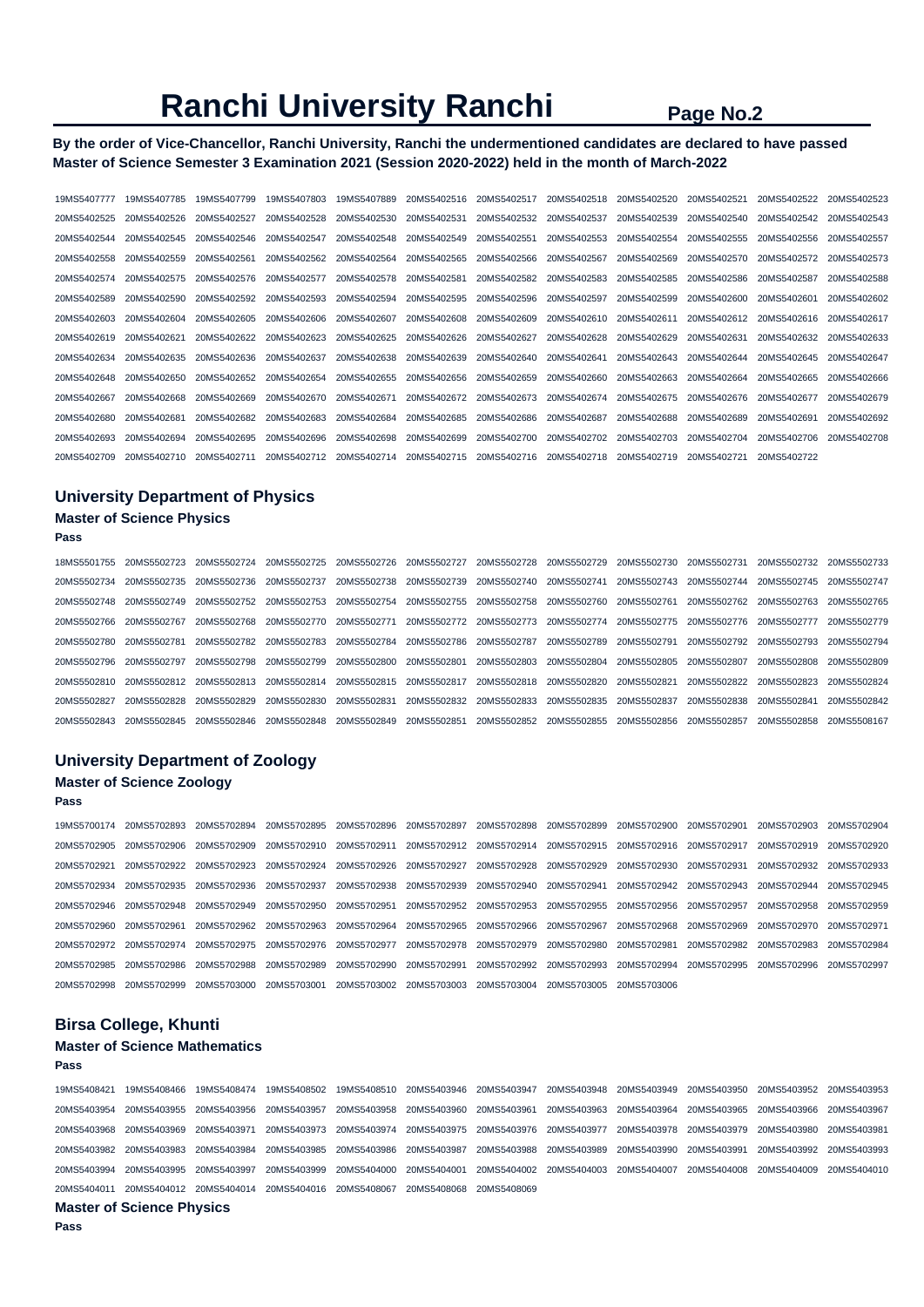# Ranchi University Ranchi

**By the order of Vice-Chancellor, Ranchi University, Ranchi the undermentioned candidates are declared to have passed Master of Science Semester 3 Examination 2021 (Session 2020-2022) held in the month of March-2022**

19MS5407777 19MS5407785 19MS5407799 19MS5407803 19MS5407889 20MS5402516 20MS5402517 20MS5402518 20MS5402520 20MS5402521 20MS5402522 20MS5402523
20MS5402525 20MS5402526 20MS5402527 20MS5402528 20MS5402530 20MS5402531 20MS5402532 20MS5402537 20MS5402539 20MS5402540 20MS5402542 20MS5402543
20MS5402544 20MS5402545 20MS5402546 20MS5402547 20MS5402548 20MS5402549 20MS5402551 20MS5402553 20MS5402554 20MS5402555 20MS5402556 20MS5402557
20MS5402558 20MS5402559 20MS5402561 20MS5402562 20MS5402564 20MS5402565 20MS5402566 20MS5402567 20MS5402569 20MS5402570 20MS5402572 20MS5402573
20MS5402574 20MS5402575 20MS5402576 20MS5402577 20MS5402578 20MS5402581 20MS5402582 20MS5402583 20MS5402585 20MS5402586 20MS5402587 20MS5402588
20MS5402589 20MS5402590 20MS5402592 20MS5402593 20MS5402594 20MS5402595 20MS5402596 20MS5402597 20MS5402599 20MS5402600 20MS5402601 20MS5402602
20MS5402603 20MS5402604 20MS5402605 20MS5402606 20MS5402607 20MS5402608 20MS5402609 20MS5402610 20MS5402611 20MS5402612 20MS5402616 20MS5402617
20MS5402619 20MS5402621 20MS5402622 20MS5402623 20MS5402625 20MS5402626 20MS5402627 20MS5402628 20MS5402629 20MS5402631 20MS5402632 20MS5402633
20MS5402634 20MS5402635 20MS5402636 20MS5402637 20MS5402638 20MS5402639 20MS5402640 20MS5402641 20MS5402643 20MS5402644 20MS5402645 20MS5402647
20MS5402648 20MS5402650 20MS5402652 20MS5402654 20MS5402655 20MS5402656 20MS5402659 20MS5402660 20MS5402663 20MS5402664 20MS5402665 20MS5402666
20MS5402667 20MS5402668 20MS5402669 20MS5402670 20MS5402671 20MS5402672 20MS5402673 20MS5402674 20MS5402675 20MS5402676 20MS5402677 20MS5402679
20MS5402680 20MS5402681 20MS5402682 20MS5402683 20MS5402684 20MS5402685 20MS5402686 20MS5402687 20MS5402688 20MS5402689 20MS5402691 20MS5402692
20MS5402693 20MS5402694 20MS5402695 20MS5402696 20MS5402698 20MS5402699 20MS5402700 20MS5402702 20MS5402703 20MS5402704 20MS5402706 20MS5402708
20MS5402709 20MS5402710 20MS5402711 20MS5402712 20MS5402714 20MS5402715 20MS5402716 20MS5402718 20MS5402719 20MS5402721 20MS5402722

## University Department of Physics

### Master of Science Physics

**Pass**

18MS5501755 20MS5502723 20MS5502724 20MS5502725 20MS5502726 20MS5502727 20MS5502728 20MS5502729 20MS5502730 20MS5502731 20MS5502732 20MS5502733
20MS5502734 20MS5502735 20MS5502736 20MS5502737 20MS5502738 20MS5502739 20MS5502740 20MS5502741 20MS5502743 20MS5502744 20MS5502745 20MS5502747
20MS5502748 20MS5502749 20MS5502752 20MS5502753 20MS5502754 20MS5502755 20MS5502758 20MS5502760 20MS5502761 20MS5502762 20MS5502763 20MS5502765
20MS5502766 20MS5502767 20MS5502768 20MS5502770 20MS5502771 20MS5502772 20MS5502773 20MS5502774 20MS5502775 20MS5502776 20MS5502777 20MS5502779
20MS5502780 20MS5502781 20MS5502782 20MS5502783 20MS5502784 20MS5502786 20MS5502787 20MS5502789 20MS5502791 20MS5502792 20MS5502793 20MS5502794
20MS5502796 20MS5502797 20MS5502798 20MS5502799 20MS5502800 20MS5502801 20MS5502803 20MS5502804 20MS5502805 20MS5502807 20MS5502808 20MS5502809
20MS5502810 20MS5502812 20MS5502813 20MS5502814 20MS5502815 20MS5502817 20MS5502818 20MS5502820 20MS5502821 20MS5502822 20MS5502823 20MS5502824
20MS5502827 20MS5502828 20MS5502829 20MS5502830 20MS5502831 20MS5502832 20MS5502833 20MS5502835 20MS5502837 20MS5502838 20MS5502841 20MS5502842
20MS5502843 20MS5502845 20MS5502846 20MS5502848 20MS5502849 20MS5502851 20MS5502852 20MS5502855 20MS5502856 20MS5502857 20MS5502858 20MS5508167

## University Department of Zoology

### Master of Science Zoology

**Pass**

19MS5700174 20MS5702893 20MS5702894 20MS5702895 20MS5702896 20MS5702897 20MS5702898 20MS5702899 20MS5702900 20MS5702901 20MS5702903 20MS5702904
20MS5702905 20MS5702906 20MS5702909 20MS5702910 20MS5702911 20MS5702912 20MS5702914 20MS5702915 20MS5702916 20MS5702917 20MS5702919 20MS5702920
20MS5702921 20MS5702922 20MS5702923 20MS5702924 20MS5702926 20MS5702927 20MS5702928 20MS5702929 20MS5702930 20MS5702931 20MS5702932 20MS5702933
20MS5702934 20MS5702935 20MS5702936 20MS5702937 20MS5702938 20MS5702939 20MS5702940 20MS5702941 20MS5702942 20MS5702943 20MS5702944 20MS5702945
20MS5702946 20MS5702948 20MS5702949 20MS5702950 20MS5702951 20MS5702952 20MS5702953 20MS5702955 20MS5702956 20MS5702957 20MS5702958 20MS5702959
20MS5702960 20MS5702961 20MS5702962 20MS5702963 20MS5702964 20MS5702965 20MS5702966 20MS5702967 20MS5702968 20MS5702969 20MS5702970 20MS5702971
20MS5702972 20MS5702974 20MS5702975 20MS5702976 20MS5702977 20MS5702978 20MS5702979 20MS5702980 20MS5702981 20MS5702982 20MS5702983 20MS5702984
20MS5702985 20MS5702986 20MS5702988 20MS5702989 20MS5702990 20MS5702991 20MS5702992 20MS5702993 20MS5702994 20MS5702995 20MS5702996 20MS5702997
20MS5702998 20MS5702999 20MS5703000 20MS5703001 20MS5703002 20MS5703003 20MS5703004 20MS5703005 20MS5703006

## Birsa College, Khunti

### Master of Science Mathematics

**Pass**

19MS5408421 19MS5408466 19MS5408474 19MS5408502 19MS5408510 20MS5403946 20MS5403947 20MS5403948 20MS5403949 20MS5403950 20MS5403952 20MS5403953
20MS5403954 20MS5403955 20MS5403956 20MS5403957 20MS5403958 20MS5403960 20MS5403961 20MS5403963 20MS5403964 20MS5403965 20MS5403966 20MS5403967
20MS5403968 20MS5403969 20MS5403971 20MS5403973 20MS5403974 20MS5403975 20MS5403976 20MS5403977 20MS5403978 20MS5403979 20MS5403980 20MS5403981
20MS5403982 20MS5403983 20MS5403984 20MS5403985 20MS5403986 20MS5403987 20MS5403988 20MS5403989 20MS5403990 20MS5403991 20MS5403992 20MS5403993
20MS5403994 20MS5403995 20MS5403997 20MS5403999 20MS5404000 20MS5404001 20MS5404002 20MS5404003 20MS5404007 20MS5404008 20MS5404009 20MS5404010
20MS5404011 20MS5404012 20MS5404014 20MS5404016 20MS5408067 20MS5408068 20MS5408069

### Master of Science Physics

**Pass**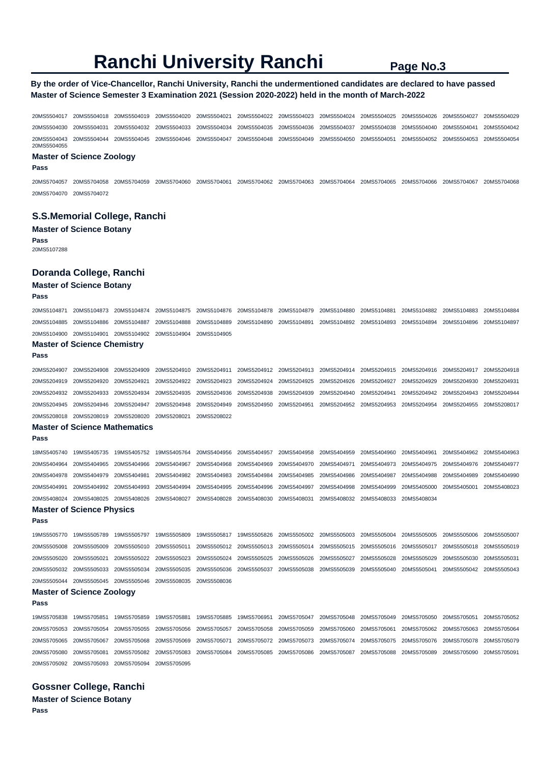# Ranchi University Ranchi

**By the order of Vice-Chancellor, Ranchi University, Ranchi the undermentioned candidates are declared to have passed Master of Science Semester 3 Examination 2021 (Session 2020-2022) held in the month of March-2022**

20MS5504017 20MS5504018 20MS5504019 20MS5504020 20MS5504021 20MS5504022 20MS5504023 20MS5504024 20MS5504025 20MS5504026 20MS5504027 20MS5504029
20MS5504030 20MS5504031 20MS5504032 20MS5504033 20MS5504034 20MS5504035 20MS5504036 20MS5504037 20MS5504038 20MS5504040 20MS5504041 20MS5504042
20MS5504043 20MS5504044 20MS5504045 20MS5504046 20MS5504047 20MS5504048 20MS5504049 20MS5504050 20MS5504051 20MS5504052 20MS5504053 20MS5504054
20MS5504055

### Master of Science Zoology

**Pass**

20MS5704057 20MS5704058 20MS5704059 20MS5704060 20MS5704061 20MS5704062 20MS5704063 20MS5704064 20MS5704065 20MS5704066 20MS5704067 20MS5704068
20MS5704070 20MS5704072

## S.S.Memorial College, Ranchi

### Master of Science Botany

**Pass**

20MS5107288

## Doranda College, Ranchi

### Master of Science Botany

**Pass**

20MS5104871 20MS5104873 20MS5104874 20MS5104875 20MS5104876 20MS5104878 20MS5104879 20MS5104880 20MS5104881 20MS5104882 20MS5104883 20MS5104884
20MS5104885 20MS5104886 20MS5104887 20MS5104888 20MS5104889 20MS5104890 20MS5104891 20MS5104892 20MS5104893 20MS5104894 20MS5104896 20MS5104897
20MS5104900 20MS5104901 20MS5104902 20MS5104904 20MS5104905

### Master of Science Chemistry

**Pass**

20MS5204907 20MS5204908 20MS5204909 20MS5204910 20MS5204911 20MS5204912 20MS5204913 20MS5204914 20MS5204915 20MS5204916 20MS5204917 20MS5204918
20MS5204919 20MS5204920 20MS5204921 20MS5204922 20MS5204923 20MS5204924 20MS5204925 20MS5204926 20MS5204927 20MS5204929 20MS5204930 20MS5204931
20MS5204932 20MS5204933 20MS5204934 20MS5204935 20MS5204936 20MS5204938 20MS5204939 20MS5204940 20MS5204941 20MS5204942 20MS5204943 20MS5204944
20MS5204945 20MS5204946 20MS5204947 20MS5204948 20MS5204949 20MS5204950 20MS5204951 20MS5204952 20MS5204953 20MS5204954 20MS5204955 20MS5208017
20MS5208018 20MS5208019 20MS5208020 20MS5208021 20MS5208022

### Master of Science Mathematics

**Pass**

18MS5405740 19MS5405735 19MS5405752 19MS5405764 20MS5404956 20MS5404957 20MS5404958 20MS5404959 20MS5404960 20MS5404961 20MS5404962 20MS5404963
20MS5404964 20MS5404965 20MS5404966 20MS5404967 20MS5404968 20MS5404969 20MS5404970 20MS5404971 20MS5404973 20MS5404975 20MS5404976 20MS5404977
20MS5404978 20MS5404979 20MS5404981 20MS5404982 20MS5404983 20MS5404984 20MS5404985 20MS5404986 20MS5404987 20MS5404988 20MS5404989 20MS5404990
20MS5404991 20MS5404992 20MS5404993 20MS5404994 20MS5404995 20MS5404996 20MS5404997 20MS5404998 20MS5404999 20MS5405000 20MS5405001 20MS5408023
20MS5408024 20MS5408025 20MS5408026 20MS5408027 20MS5408028 20MS5408030 20MS5408031 20MS5408032 20MS5408033 20MS5408034

### Master of Science Physics

**Pass**

19MS5505770 19MS5505789 19MS5505797 19MS5505809 19MS5505817 19MS5505826 20MS5505002 20MS5505003 20MS5505004 20MS5505005 20MS5505006 20MS5505007
20MS5505008 20MS5505009 20MS5505010 20MS5505011 20MS5505012 20MS5505013 20MS5505014 20MS5505015 20MS5505016 20MS5505017 20MS5505018 20MS5505019
20MS5505020 20MS5505021 20MS5505022 20MS5505023 20MS5505024 20MS5505025 20MS5505026 20MS5505027 20MS5505028 20MS5505029 20MS5505030 20MS5505031
20MS5505032 20MS5505033 20MS5505034 20MS5505035 20MS5505036 20MS5505037 20MS5505038 20MS5505039 20MS5505040 20MS5505041 20MS5505042 20MS5505043
20MS5505044 20MS5505045 20MS5505046 20MS5508035 20MS5508036

### Master of Science Zoology

**Pass**

19MS5705838 19MS5705851 19MS5705859 19MS5705881 19MS5705885 19MS5706951 20MS5705047 20MS5705048 20MS5705049 20MS5705050 20MS5705051 20MS5705052
20MS5705053 20MS5705054 20MS5705055 20MS5705056 20MS5705057 20MS5705058 20MS5705059 20MS5705060 20MS5705061 20MS5705062 20MS5705063 20MS5705064
20MS5705065 20MS5705067 20MS5705068 20MS5705069 20MS5705071 20MS5705072 20MS5705073 20MS5705074 20MS5705075 20MS5705076 20MS5705078 20MS5705079
20MS5705080 20MS5705081 20MS5705082 20MS5705083 20MS5705084 20MS5705085 20MS5705086 20MS5705087 20MS5705088 20MS5705089 20MS5705090 20MS5705091
20MS5705092 20MS5705093 20MS5705094 20MS5705095

## Gossner College, Ranchi

### Master of Science Botany

**Pass**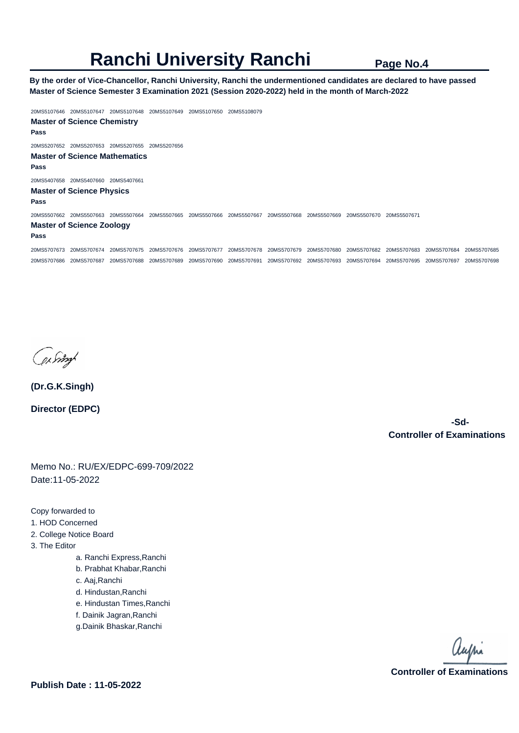# Ranchi University Ranchi

**By the order of Vice-Chancellor, Ranchi University, Ranchi the undermentioned candidates are declared to have passed Master of Science Semester 3 Examination 2021 (Session 2020-2022) held in the month of March-2022**

20MS5107646 20MS5107647 20MS5107648 20MS5107649 20MS5107650 20MS5108079

**Master of Science Chemistry**

**Pass**

20MS5207652 20MS5207653 20MS5207655 20MS5207656

**Master of Science Mathematics**

**Pass**

20MS5407658 20MS5407660 20MS5407661

**Master of Science Physics**

**Pass**

20MS5507662 20MS5507663 20MS5507664 20MS5507665 20MS5507666 20MS5507667 20MS5507668 20MS5507669 20MS5507670 20MS5507671

**Master of Science Zoology**

**Pass**

20MS5707673 20MS5707674 20MS5707675 20MS5707676 20MS5707677 20MS5707678 20MS5707679 20MS5707680 20MS5707682 20MS5707683 20MS5707684 20MS5707685
20MS5707686 20MS5707687 20MS5707688 20MS5707689 20MS5707690 20MS5707691 20MS5707692 20MS5707693 20MS5707694 20MS5707695 20MS5707697 20MS5707698

**(Dr.G.K.Singh)**

**Director (EDPC)**

**-Sd-**
**Controller of Examinations**

Memo No.: RU/EX/EDPC-699-709/2022
Date:11-05-2022

Copy forwarded to

1. HOD Concerned
2. College Notice Board
3. The Editor
    - a. Ranchi Express,Ranchi
    - b. Prabhat Khabar,Ranchi
    - c. Aaj,Ranchi
    - d. Hindustan,Ranchi
    - e. Hindustan Times,Ranchi
    - f. Dainik Jagran,Ranchi
    - g.Dainik Bhaskar,Ranchi

**Controller of Examinations**

**Publish Date : 11-05-2022**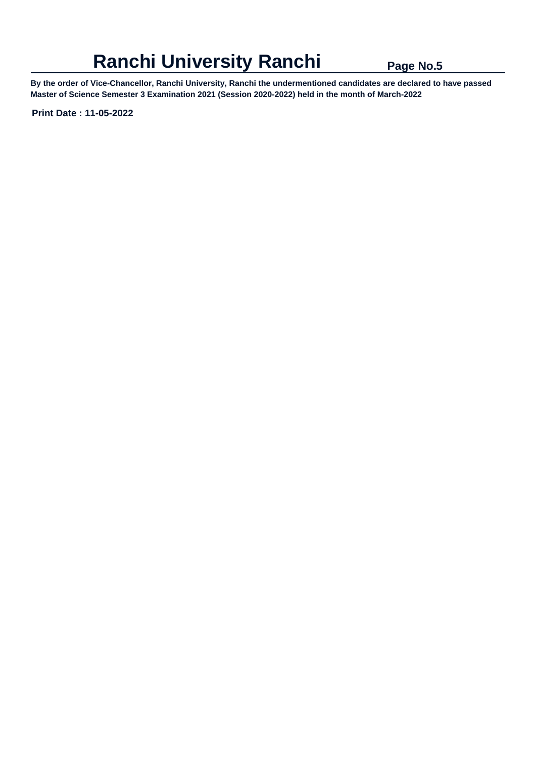# Ranchi University Ranchi

By the order of Vice-Chancellor, Ranchi University, Ranchi the undermentioned candidates are declared to have passed Master of Science Semester 3 Examination 2021 (Session 2020-2022) held in the month of March-2022

**Print Date : 11-05-2022**